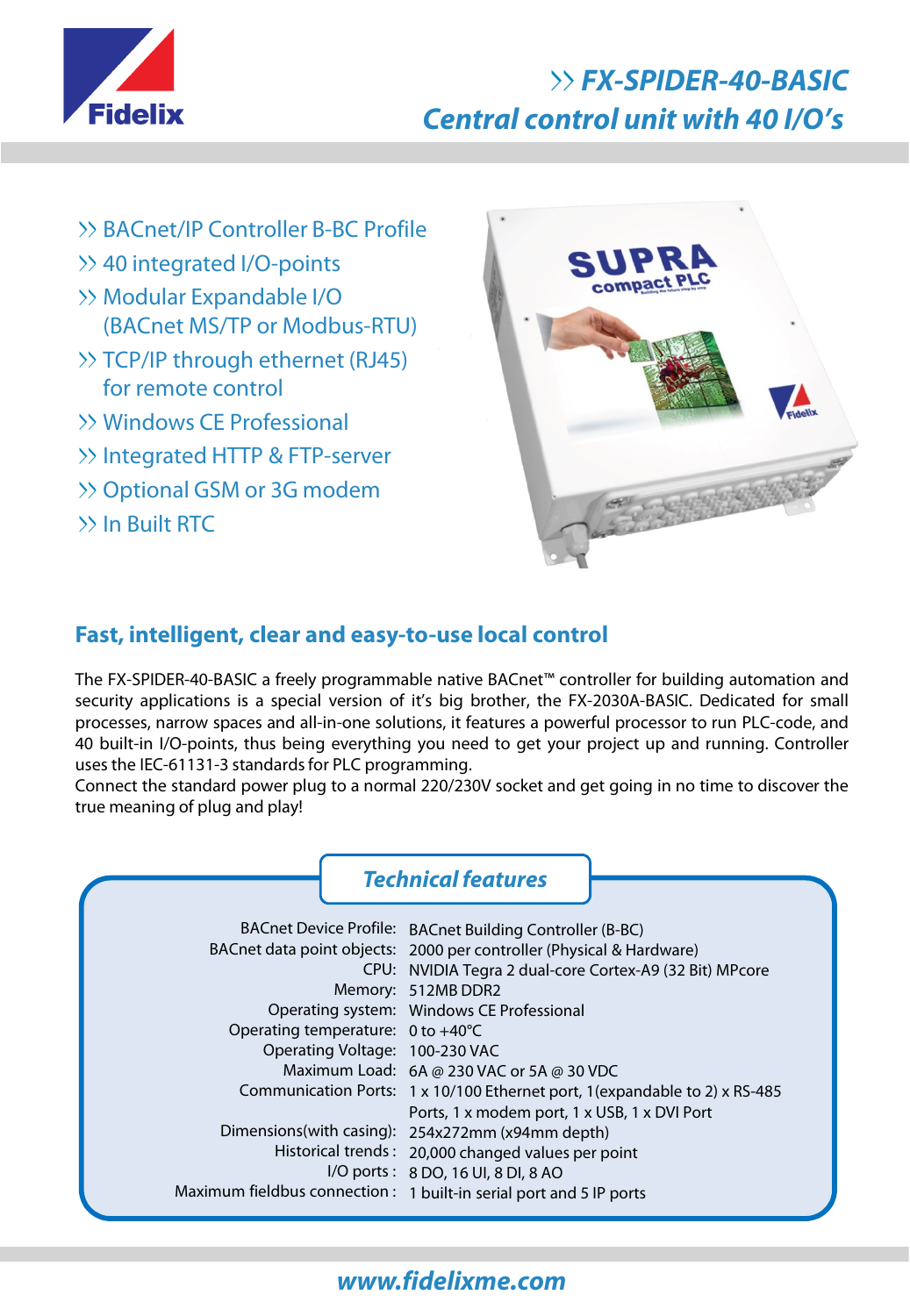# >> FX-SPIDER-40-BASIC
## Central control unit with 40 I/O's

- >> BACnet/IP Controller B-BC Profile
- >> 40 integrated I/O-points
- >> Modular Expandable I/O (BACnet MS/TP or Modbus-RTU)
- >> TCP/IP through ethernet (RJ45) for remote control
- >> Windows CE Professional
- >> Integrated HTTP & FTP-server
- >> Optional GSM or 3G modem
- >> In Built RTC

## Fast, intelligent, clear and easy-to-use local control

The FX-SPIDER-40-BASIC a freely programmable native BACnet™ controller for building automation and security applications is a special version of it's big brother, the FX-2030A-BASIC. Dedicated for small processes, narrow spaces and all-in-one solutions, it features a powerful processor to run PLC-code, and 40 built-in I/O-points, thus being everything you need to get your project up and running. Controller uses the IEC-61131-3 standards for PLC programming.
Connect the standard power plug to a normal 220/230V socket and get going in no time to discover the true meaning of plug and play!

### Technical features

| | |
|---|---|
| BACnet Device Profile: | BACnet Building Controller (B-BC) |
| BACnet data point objects: | 2000 per controller (Physical & Hardware) |
| CPU: | NVIDIA Tegra 2 dual-core Cortex-A9 (32 Bit) MPcore |
| Memory: | 512MB DDR2 |
| Operating system: | Windows CE Professional |
| Operating temperature: | 0 to +40°C |
| Operating Voltage: | 100-230 VAC |
| Maximum Load: | 6A @ 230 VAC or 5A @ 30 VDC |
| Communication Ports: | 1 x 10/100 Ethernet port, 1(expandable to 2) x RS-485 Ports, 1 x modem port, 1 x USB, 1 x DVI Port |
| Dimensions(with casing): | 254x272mm (x94mm depth) |
| Historical trends : | 20,000 changed values per point |
| I/O ports : | 8 DO, 16 UI, 8 DI, 8 AO |
| Maximum fieldbus connection : | 1 built-in serial port and 5 IP ports |

www.fidelixme.com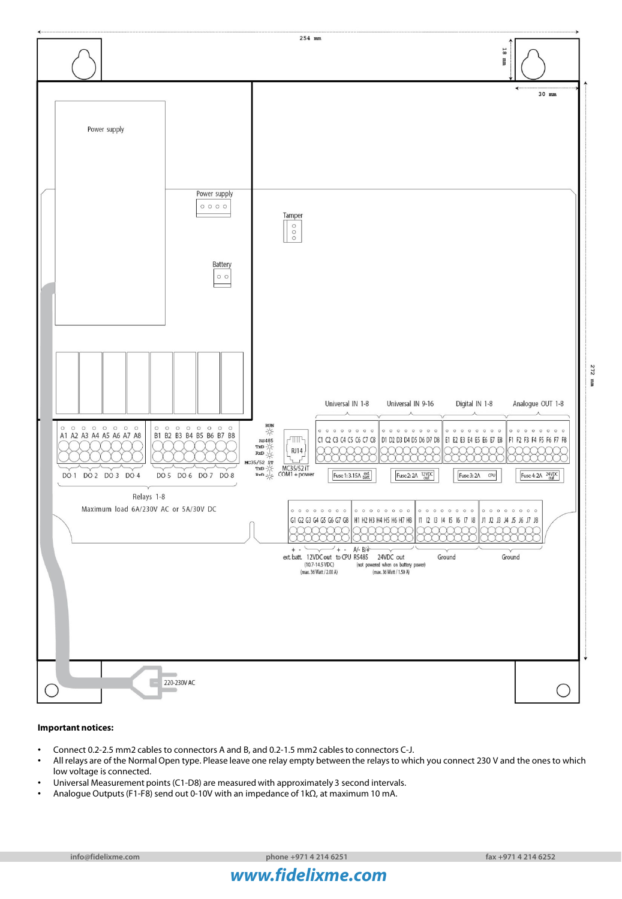254 mm

18 mm

30 mm

272 mm

Power supply

Power supply

Battery

Tamper

Universal IN 1-8

Universal IN 9-16

Digital IN 1-8

Analogue OUT 1-8

A1 A2 A3 A4 A5 A6 A7 A8

B1 B2 B3 B4 B5 B6 B7 B8

DO 1 DO 2 DO 3 DO 4

DO 5 DO 6 DO 7 DO 8

Relays 1-8

Maximum load 6A/230V AC or 5A/30V DC

RUN

RS485 TxD RxD

MC35/52 IT TxD RxD

RJ14

MC35/52 IT COM1 + power

C1 C2 C3 C4 C5 C6 C7 C8

D1 D2 D3 D4 D5 D6 D7 D8

E1 E2 E3 E4 E5 E6 E7 E8

F1 F2 F3 F4 F5 F6 F7 F8

Fuse 1: 3.15A ext. batt.

Fuse 2: 2A 12VDC out

Fuse 3: 2A CPU

Fuse 4: 2A 24VDC out

G1 G2 G3 G4 G5 G6 G7 G8

H1 H2 H3 H4 H5 H6 H7 H8

I1 I2 I3 I4 I5 I6 I7 I8

J1 J2 J3 J4 J5 J6 J7 J8

+ - ext. batt.

12VDC out (10.7-14.5 VDC) (max. 36 Watt / 2.00 A)

+ - to CPU

A/- B/+ RS485

24VDC out (not powered when on battery power) (max. 36 Watt / 1.50 A)

Ground

Ground

220-230V AC

**Important notices:**

- Connect 0.2-2.5 mm2 cables to connectors A and B, and 0.2-1.5 mm2 cables to connectors C-J.
- All relays are of the Normal Open type. Please leave one relay empty between the relays to which you connect 230 V and the ones to which low voltage is connected.
- Universal Measurement points (C1-D8) are measured with approximately 3 second intervals.
- Analogue Outputs (F1-F8) send out 0-10V with an impedance of 1kΩ, at maximum 10 mA.

info@fidelixme.com phone +971 4 214 6251 fax +971 4 214 6252

www.fidelixme.com